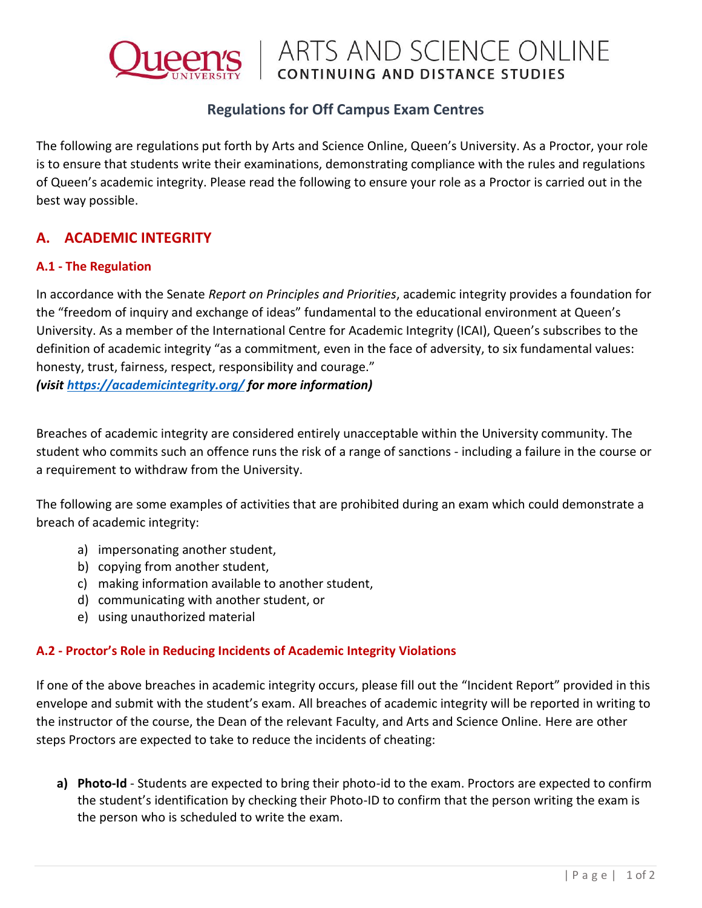Queen's University | ARTS AND SCIENCE ONLINE
CONTINUING AND DISTANCE STUDIES

# Regulations for Off Campus Exam Centres

The following are regulations put forth by Arts and Science Online, Queen's University. As a Proctor, your role is to ensure that students write their examinations, demonstrating compliance with the rules and regulations of Queen's academic integrity. Please read the following to ensure your role as a Proctor is carried out in the best way possible.

## A. ACADEMIC INTEGRITY

### A.1 - The Regulation

In accordance with the Senate *Report on Principles and Priorities*, academic integrity provides a foundation for the "freedom of inquiry and exchange of ideas" fundamental to the educational environment at Queen's University. As a member of the International Centre for Academic Integrity (ICAI), Queen's subscribes to the definition of academic integrity "as a commitment, even in the face of adversity, to six fundamental values: honesty, trust, fairness, respect, responsibility and courage."
***(visit [https://academicintegrity.org/](https://academicintegrity.org/) for more information)***

Breaches of academic integrity are considered entirely unacceptable within the University community. The student who commits such an offence runs the risk of a range of sanctions - including a failure in the course or a requirement to withdraw from the University.

The following are some examples of activities that are prohibited during an exam which could demonstrate a breach of academic integrity:

a) impersonating another student,
b) copying from another student,
c) making information available to another student,
d) communicating with another student, or
e) using unauthorized material

### A.2 - Proctor's Role in Reducing Incidents of Academic Integrity Violations

If one of the above breaches in academic integrity occurs, please fill out the "Incident Report" provided in this envelope and submit with the student's exam. All breaches of academic integrity will be reported in writing to the instructor of the course, the Dean of the relevant Faculty, and Arts and Science Online. Here are other steps Proctors are expected to take to reduce the incidents of cheating:

**a) Photo-Id** - Students are expected to bring their photo-id to the exam. Proctors are expected to confirm the student's identification by checking their Photo-ID to confirm that the person writing the exam is the person who is scheduled to write the exam.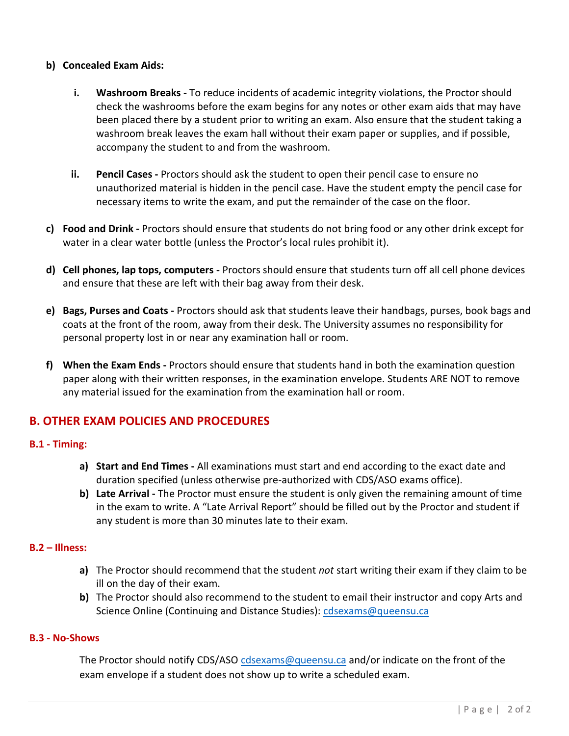**b) Concealed Exam Aids:**

   i. **Washroom Breaks -** To reduce incidents of academic integrity violations, the Proctor should check the washrooms before the exam begins for any notes or other exam aids that may have been placed there by a student prior to writing an exam. Also ensure that the student taking a washroom break leaves the exam hall without their exam paper or supplies, and if possible, accompany the student to and from the washroom.

   ii. **Pencil Cases -** Proctors should ask the student to open their pencil case to ensure no unauthorized material is hidden in the pencil case. Have the student empty the pencil case for necessary items to write the exam, and put the remainder of the case on the floor.

**c) Food and Drink -** Proctors should ensure that students do not bring food or any other drink except for water in a clear water bottle (unless the Proctor's local rules prohibit it).

**d) Cell phones, lap tops, computers -** Proctors should ensure that students turn off all cell phone devices and ensure that these are left with their bag away from their desk.

**e) Bags, Purses and Coats -** Proctors should ask that students leave their handbags, purses, book bags and coats at the front of the room, away from their desk. The University assumes no responsibility for personal property lost in or near any examination hall or room.

**f) When the Exam Ends -** Proctors should ensure that students hand in both the examination question paper along with their written responses, in the examination envelope. Students ARE NOT to remove any material issued for the examination from the examination hall or room.

## B. OTHER EXAM POLICIES AND PROCEDURES

### B.1 - Timing:

a) **Start and End Times -** All examinations must start and end according to the exact date and duration specified (unless otherwise pre-authorized with CDS/ASO exams office).

b) **Late Arrival -** The Proctor must ensure the student is only given the remaining amount of time in the exam to write. A "Late Arrival Report" should be filled out by the Proctor and student if any student is more than 30 minutes late to their exam.

### B.2 – Illness:

a) The Proctor should recommend that the student *not* start writing their exam if they claim to be ill on the day of their exam.

b) The Proctor should also recommend to the student to email their instructor and copy Arts and Science Online (Continuing and Distance Studies): cdsexams@queensu.ca

### B.3 - No-Shows

The Proctor should notify CDS/ASO cdsexams@queensu.ca and/or indicate on the front of the exam envelope if a student does not show up to write a scheduled exam.